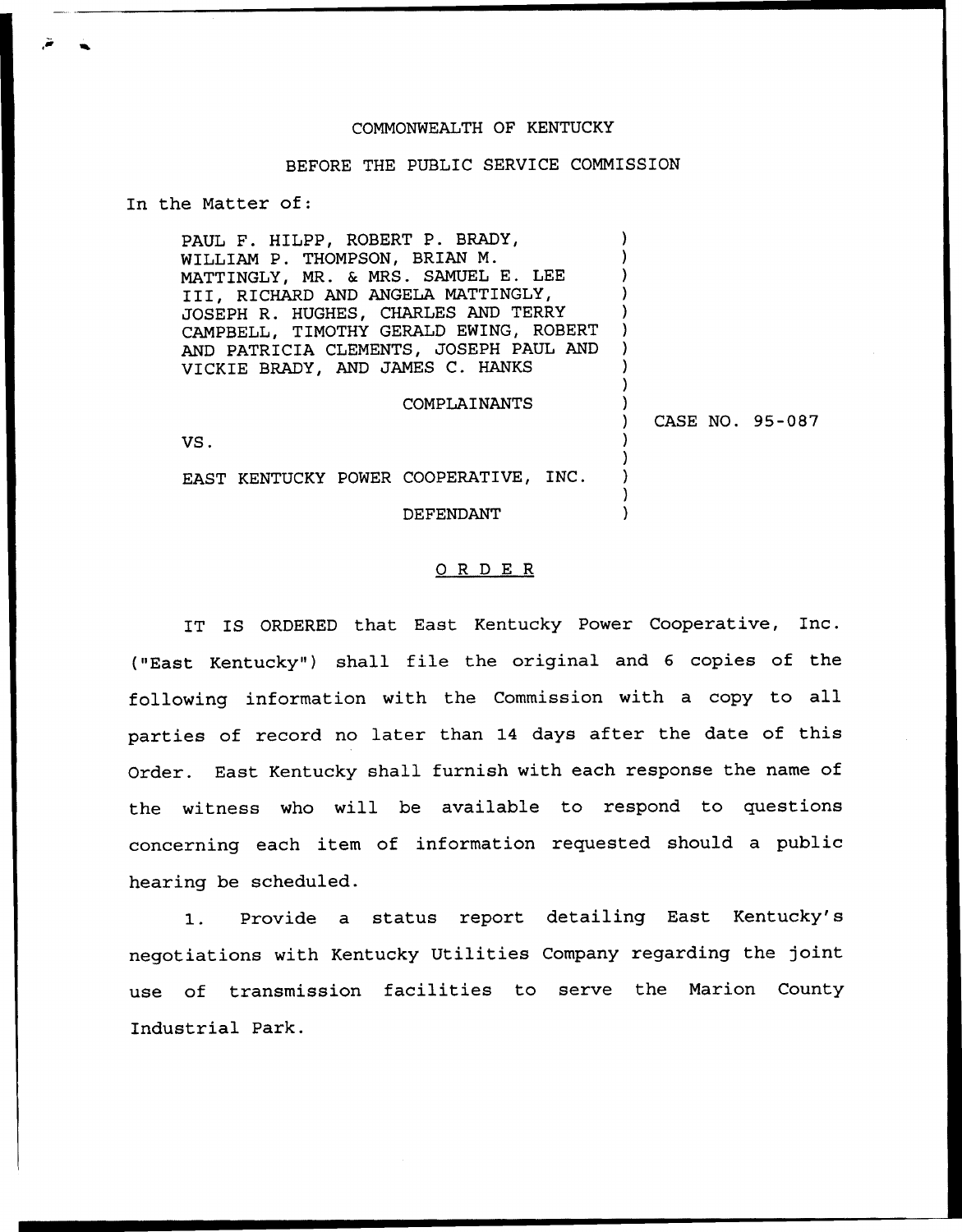COMMONWEALTH OF KENTUCKY

BEFORE THE PUBLIC SERVICE COMMISSION

In the Matter of:

PAUL F. HILPP, ROBERT P. BRADY, WILLIAM P. THOMPSON, BRIAN M. MATTINGLY, MR. & MRS. SAMUEL E. LEE III, RICHARD AND ANGELA MATTINGLY, JOSEPH R. HUGHES, CHARLES AND TERRY CAMPBELL, TIMOTHY GERALD EWING, ROBERT AND PATRICIA CLEMENTS, JOSEPH PAUL AND VICKIE BRADY, AND JAMES C. HANKS

COMPLAINANTS

VS.

EAST KENTUCKY POWER COOPERATIVE, INC.

DEFENDANT

CASE NO. 95-087

O R D E R

IT IS ORDERED that East Kentucky Power Cooperative, Inc. ("East Kentucky") shall file the original and 6 copies of the following information with the Commission with a copy to all parties of record no later than 14 days after the date of this Order. East Kentucky shall furnish with each response the name of the witness who will be available to respond to questions concerning each item of information requested should a public hearing be scheduled.

1. Provide a status report detailing East Kentucky's negotiations with Kentucky Utilities Company regarding the joint use of transmission facilities to serve the Marion County Industrial Park.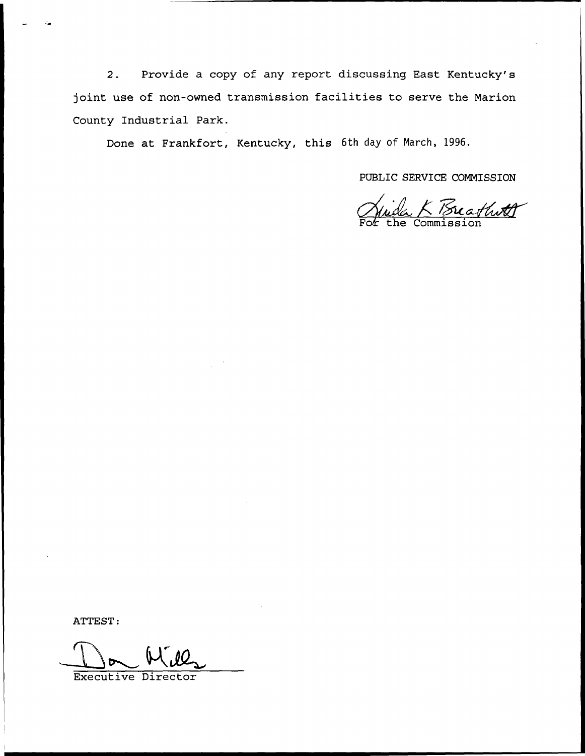2. Provide a copy of any report discussing East Kentucky's joint use of non-owned transmission facilities to serve the Marion County Industrial Park.

Done at Frankfort, Kentucky, this 6th day of March, 1996.

PUBLIC SERVICE COMMISSION

For the Commission

ATTEST:

Executive Director